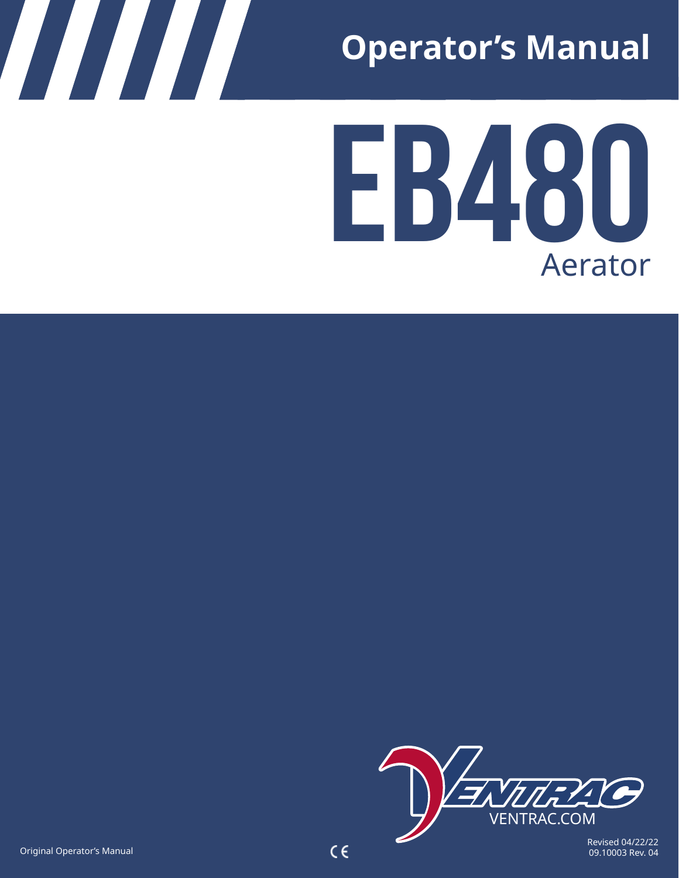# Operator's Manual

# EB480

## Aerator

VENTRAC.COM

Original Operator's Manual

CE

Revised 04/22/22
09.10003 Rev. 04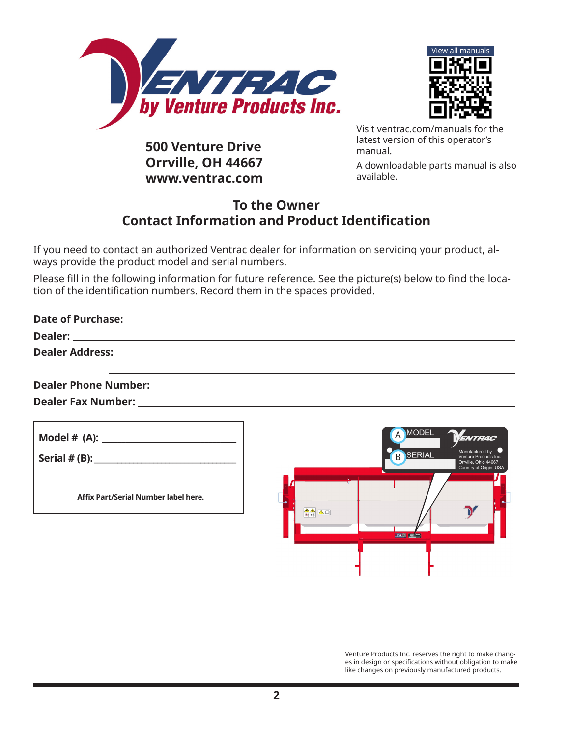VENTRAC by Venture Products Inc.

**500 Venture Drive**
**Orrville, OH 44667**
**www.ventrac.com**

View all manuals

Visit ventrac.com/manuals for the latest version of this operator's manual.

A downloadable parts manual is also available.

## To the Owner
## Contact Information and Product Identification

If you need to contact an authorized Ventrac dealer for information on servicing your product, always provide the product model and serial numbers.

Please fill in the following information for future reference. See the picture(s) below to find the location of the identification numbers. Record them in the spaces provided.

**Date of Purchase:** ____________________

**Dealer:** ____________________

**Dealer Address:** ____________________

____________________

**Dealer Phone Number:** ____________________

**Dealer Fax Number:** ____________________

**Model # (A):** ____________________

**Serial # (B):** ____________________

**Affix Part/Serial Number label here.**

A MODEL
B SERIAL
Manufactured by Venture Products Inc. Orrville, Ohio 44667 Country of Origin: USA

Venture Products Inc. reserves the right to make changes in design or specifications without obligation to make like changes on previously manufactured products.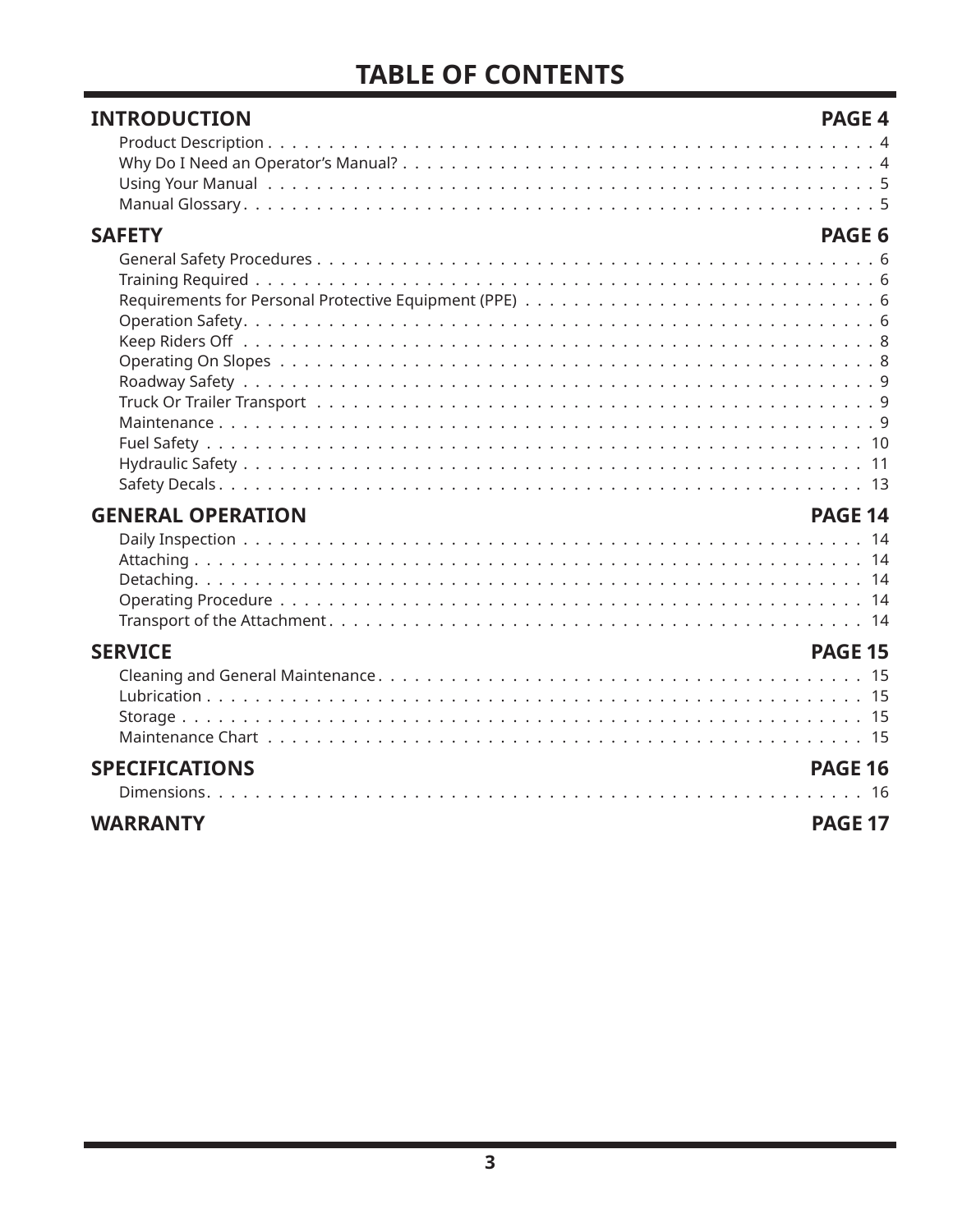# TABLE OF CONTENTS

## INTRODUCTION — PAGE 4

- Product Description . . . . . 4
- Why Do I Need an Operator's Manual? . . . . . 4
- Using Your Manual . . . . . 5
- Manual Glossary . . . . . 5

## SAFETY — PAGE 6

- General Safety Procedures . . . . . 6
- Training Required . . . . . 6
- Requirements for Personal Protective Equipment (PPE) . . . . . 6
- Operation Safety . . . . . 6
- Keep Riders Off . . . . . 8
- Operating On Slopes . . . . . 8
- Roadway Safety . . . . . 9
- Truck Or Trailer Transport . . . . . 9
- Maintenance . . . . . 9
- Fuel Safety . . . . . 10
- Hydraulic Safety . . . . . 11
- Safety Decals . . . . . 13

## GENERAL OPERATION — PAGE 14

- Daily Inspection . . . . . 14
- Attaching . . . . . 14
- Detaching . . . . . 14
- Operating Procedure . . . . . 14
- Transport of the Attachment . . . . . 14

## SERVICE — PAGE 15

- Cleaning and General Maintenance . . . . . 15
- Lubrication . . . . . 15
- Storage . . . . . 15
- Maintenance Chart . . . . . 15

## SPECIFICATIONS — PAGE 16

- Dimensions . . . . . 16

## WARRANTY — PAGE 17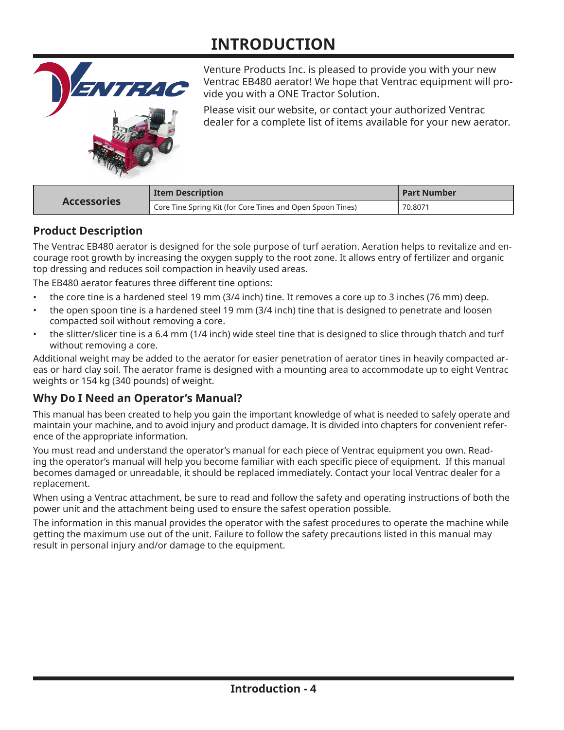# INTRODUCTION

Venture Products Inc. is pleased to provide you with your new Ventrac EB480 aerator! We hope that Ventrac equipment will provide you with a ONE Tractor Solution.

Please visit our website, or contact your authorized Ventrac dealer for a complete list of items available for your new aerator.

| Accessories | Item Description | Part Number |
|---|---|---|
| | Core Tine Spring Kit (for Core Tines and Open Spoon Tines) | 70.8071 |

## Product Description

The Ventrac EB480 aerator is designed for the sole purpose of turf aeration. Aeration helps to revitalize and encourage root growth by increasing the oxygen supply to the root zone. It allows entry of fertilizer and organic top dressing and reduces soil compaction in heavily used areas.

The EB480 aerator features three different tine options:

- the core tine is a hardened steel 19 mm (3/4 inch) tine. It removes a core up to 3 inches (76 mm) deep.
- the open spoon tine is a hardened steel 19 mm (3/4 inch) tine that is designed to penetrate and loosen compacted soil without removing a core.
- the slitter/slicer tine is a 6.4 mm (1/4 inch) wide steel tine that is designed to slice through thatch and turf without removing a core.

Additional weight may be added to the aerator for easier penetration of aerator tines in heavily compacted areas or hard clay soil. The aerator frame is designed with a mounting area to accommodate up to eight Ventrac weights or 154 kg (340 pounds) of weight.

## Why Do I Need an Operator's Manual?

This manual has been created to help you gain the important knowledge of what is needed to safely operate and maintain your machine, and to avoid injury and product damage. It is divided into chapters for convenient reference of the appropriate information.

You must read and understand the operator's manual for each piece of Ventrac equipment you own. Reading the operator's manual will help you become familiar with each specific piece of equipment. If this manual becomes damaged or unreadable, it should be replaced immediately. Contact your local Ventrac dealer for a replacement.

When using a Ventrac attachment, be sure to read and follow the safety and operating instructions of both the power unit and the attachment being used to ensure the safest operation possible.

The information in this manual provides the operator with the safest procedures to operate the machine while getting the maximum use out of the unit. Failure to follow the safety precautions listed in this manual may result in personal injury and/or damage to the equipment.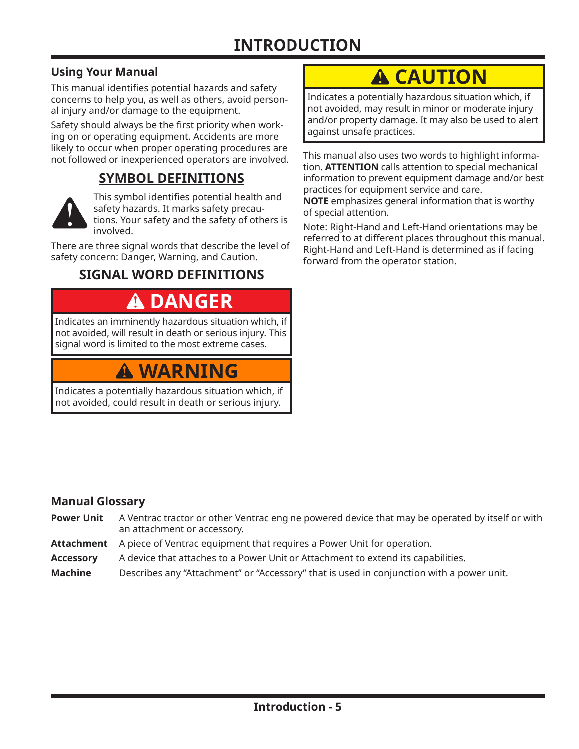# INTRODUCTION

## Using Your Manual

This manual identifies potential hazards and safety concerns to help you, as well as others, avoid personal injury and/or damage to the equipment.

Safety should always be the first priority when working on or operating equipment. Accidents are more likely to occur when proper operating procedures are not followed or inexperienced operators are involved.

### SYMBOL DEFINITIONS

This symbol identifies potential health and safety hazards. It marks safety precautions. Your safety and the safety of others is involved.

There are three signal words that describe the level of safety concern: Danger, Warning, and Caution.

### SIGNAL WORD DEFINITIONS

**⚠ DANGER**

Indicates an imminently hazardous situation which, if not avoided, will result in death or serious injury. This signal word is limited to the most extreme cases.

**⚠ WARNING**

Indicates a potentially hazardous situation which, if not avoided, could result in death or serious injury.

**⚠ CAUTION**

Indicates a potentially hazardous situation which, if not avoided, may result in minor or moderate injury and/or property damage. It may also be used to alert against unsafe practices.

This manual also uses two words to highlight information. **ATTENTION** calls attention to special mechanical information to prevent equipment damage and/or best practices for equipment service and care.
**NOTE** emphasizes general information that is worthy of special attention.

Note: Right-Hand and Left-Hand orientations may be referred to at different places throughout this manual. Right-Hand and Left-Hand is determined as if facing forward from the operator station.

## Manual Glossary

**Power Unit** A Ventrac tractor or other Ventrac engine powered device that may be operated by itself or with an attachment or accessory.

**Attachment** A piece of Ventrac equipment that requires a Power Unit for operation.

**Accessory** A device that attaches to a Power Unit or Attachment to extend its capabilities.

**Machine** Describes any "Attachment" or "Accessory" that is used in conjunction with a power unit.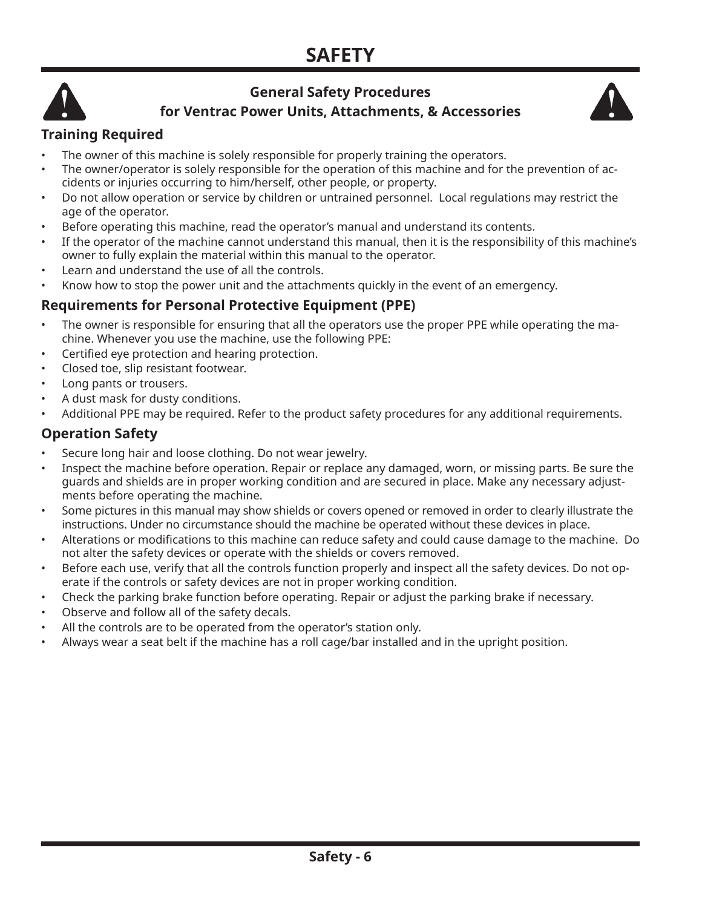# SAFETY

## General Safety Procedures
## for Ventrac Power Units, Attachments, & Accessories

### Training Required

- The owner of this machine is solely responsible for properly training the operators.
- The owner/operator is solely responsible for the operation of this machine and for the prevention of accidents or injuries occurring to him/herself, other people, or property.
- Do not allow operation or service by children or untrained personnel. Local regulations may restrict the age of the operator.
- Before operating this machine, read the operator's manual and understand its contents.
- If the operator of the machine cannot understand this manual, then it is the responsibility of this machine's owner to fully explain the material within this manual to the operator.
- Learn and understand the use of all the controls.
- Know how to stop the power unit and the attachments quickly in the event of an emergency.

### Requirements for Personal Protective Equipment (PPE)

- The owner is responsible for ensuring that all the operators use the proper PPE while operating the machine. Whenever you use the machine, use the following PPE:
- Certified eye protection and hearing protection.
- Closed toe, slip resistant footwear.
- Long pants or trousers.
- A dust mask for dusty conditions.
- Additional PPE may be required. Refer to the product safety procedures for any additional requirements.

### Operation Safety

- Secure long hair and loose clothing. Do not wear jewelry.
- Inspect the machine before operation. Repair or replace any damaged, worn, or missing parts. Be sure the guards and shields are in proper working condition and are secured in place. Make any necessary adjustments before operating the machine.
- Some pictures in this manual may show shields or covers opened or removed in order to clearly illustrate the instructions. Under no circumstance should the machine be operated without these devices in place.
- Alterations or modifications to this machine can reduce safety and could cause damage to the machine. Do not alter the safety devices or operate with the shields or covers removed.
- Before each use, verify that all the controls function properly and inspect all the safety devices. Do not operate if the controls or safety devices are not in proper working condition.
- Check the parking brake function before operating. Repair or adjust the parking brake if necessary.
- Observe and follow all of the safety decals.
- All the controls are to be operated from the operator's station only.
- Always wear a seat belt if the machine has a roll cage/bar installed and in the upright position.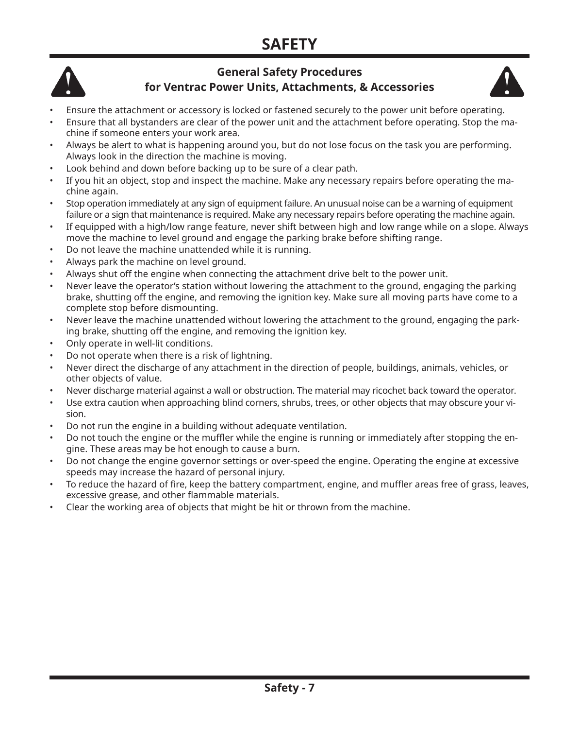# SAFETY

## General Safety Procedures for Ventrac Power Units, Attachments, & Accessories

- Ensure the attachment or accessory is locked or fastened securely to the power unit before operating.
- Ensure that all bystanders are clear of the power unit and the attachment before operating. Stop the machine if someone enters your work area.
- Always be alert to what is happening around you, but do not lose focus on the task you are performing. Always look in the direction the machine is moving.
- Look behind and down before backing up to be sure of a clear path.
- If you hit an object, stop and inspect the machine. Make any necessary repairs before operating the machine again.
- Stop operation immediately at any sign of equipment failure. An unusual noise can be a warning of equipment failure or a sign that maintenance is required. Make any necessary repairs before operating the machine again.
- If equipped with a high/low range feature, never shift between high and low range while on a slope. Always move the machine to level ground and engage the parking brake before shifting range.
- Do not leave the machine unattended while it is running.
- Always park the machine on level ground.
- Always shut off the engine when connecting the attachment drive belt to the power unit.
- Never leave the operator's station without lowering the attachment to the ground, engaging the parking brake, shutting off the engine, and removing the ignition key. Make sure all moving parts have come to a complete stop before dismounting.
- Never leave the machine unattended without lowering the attachment to the ground, engaging the parking brake, shutting off the engine, and removing the ignition key.
- Only operate in well-lit conditions.
- Do not operate when there is a risk of lightning.
- Never direct the discharge of any attachment in the direction of people, buildings, animals, vehicles, or other objects of value.
- Never discharge material against a wall or obstruction. The material may ricochet back toward the operator.
- Use extra caution when approaching blind corners, shrubs, trees, or other objects that may obscure your vision.
- Do not run the engine in a building without adequate ventilation.
- Do not touch the engine or the muffler while the engine is running or immediately after stopping the engine. These areas may be hot enough to cause a burn.
- Do not change the engine governor settings or over-speed the engine. Operating the engine at excessive speeds may increase the hazard of personal injury.
- To reduce the hazard of fire, keep the battery compartment, engine, and muffler areas free of grass, leaves, excessive grease, and other flammable materials.
- Clear the working area of objects that might be hit or thrown from the machine.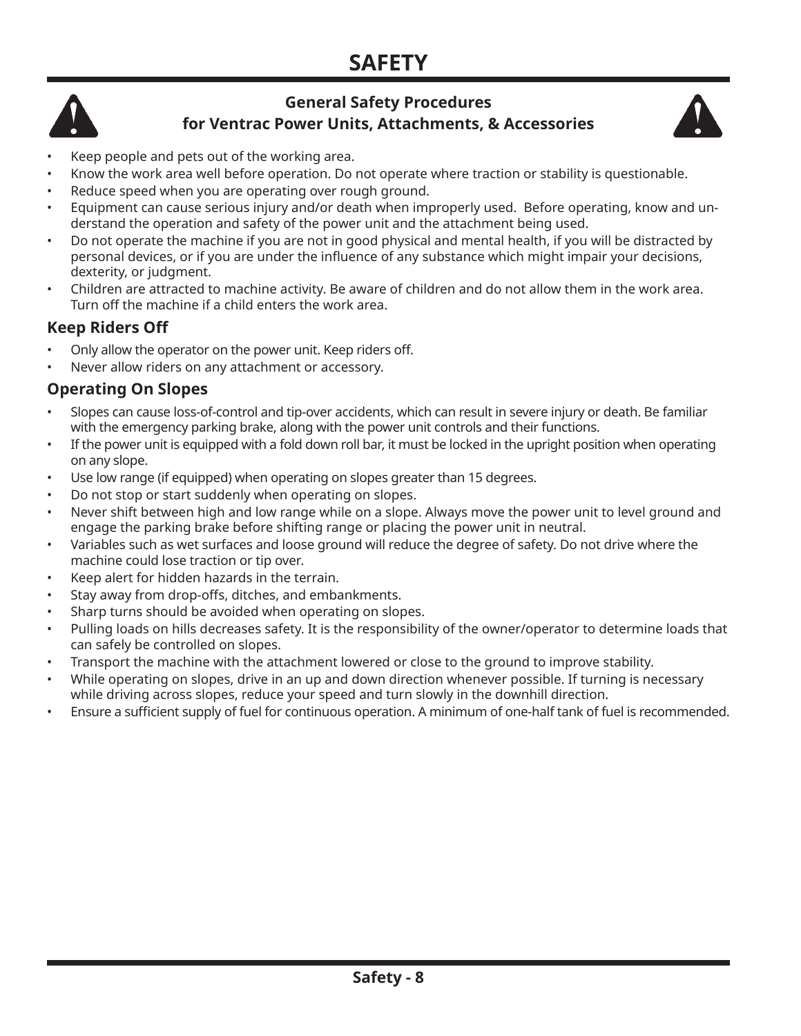# SAFETY

## General Safety Procedures for Ventrac Power Units, Attachments, & Accessories

- Keep people and pets out of the working area.
- Know the work area well before operation. Do not operate where traction or stability is questionable.
- Reduce speed when you are operating over rough ground.
- Equipment can cause serious injury and/or death when improperly used. Before operating, know and understand the operation and safety of the power unit and the attachment being used.
- Do not operate the machine if you are not in good physical and mental health, if you will be distracted by personal devices, or if you are under the influence of any substance which might impair your decisions, dexterity, or judgment.
- Children are attracted to machine activity. Be aware of children and do not allow them in the work area. Turn off the machine if a child enters the work area.

### Keep Riders Off

- Only allow the operator on the power unit. Keep riders off.
- Never allow riders on any attachment or accessory.

### Operating On Slopes

- Slopes can cause loss-of-control and tip-over accidents, which can result in severe injury or death. Be familiar with the emergency parking brake, along with the power unit controls and their functions.
- If the power unit is equipped with a fold down roll bar, it must be locked in the upright position when operating on any slope.
- Use low range (if equipped) when operating on slopes greater than 15 degrees.
- Do not stop or start suddenly when operating on slopes.
- Never shift between high and low range while on a slope. Always move the power unit to level ground and engage the parking brake before shifting range or placing the power unit in neutral.
- Variables such as wet surfaces and loose ground will reduce the degree of safety. Do not drive where the machine could lose traction or tip over.
- Keep alert for hidden hazards in the terrain.
- Stay away from drop-offs, ditches, and embankments.
- Sharp turns should be avoided when operating on slopes.
- Pulling loads on hills decreases safety. It is the responsibility of the owner/operator to determine loads that can safely be controlled on slopes.
- Transport the machine with the attachment lowered or close to the ground to improve stability.
- While operating on slopes, drive in an up and down direction whenever possible. If turning is necessary while driving across slopes, reduce your speed and turn slowly in the downhill direction.
- Ensure a sufficient supply of fuel for continuous operation. A minimum of one-half tank of fuel is recommended.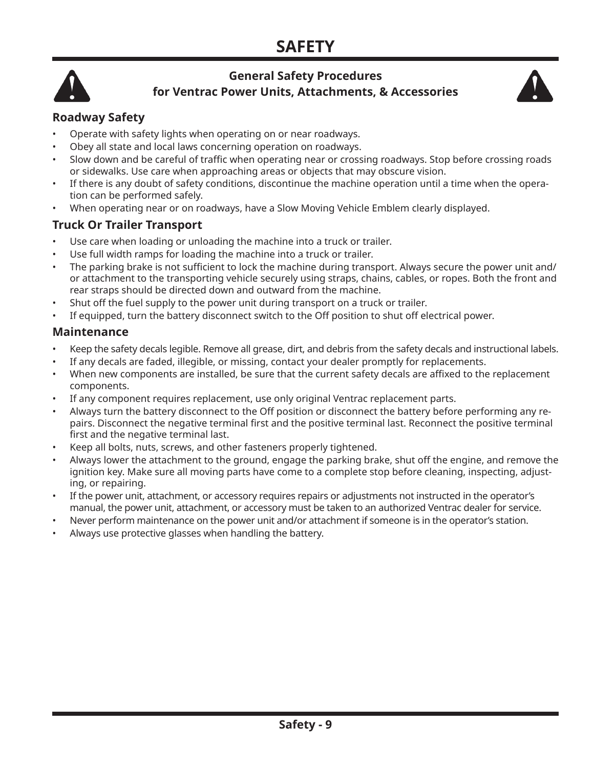# SAFETY

## General Safety Procedures for Ventrac Power Units, Attachments, & Accessories

### Roadway Safety

- Operate with safety lights when operating on or near roadways.
- Obey all state and local laws concerning operation on roadways.
- Slow down and be careful of traffic when operating near or crossing roadways. Stop before crossing roads or sidewalks. Use care when approaching areas or objects that may obscure vision.
- If there is any doubt of safety conditions, discontinue the machine operation until a time when the operation can be performed safely.
- When operating near or on roadways, have a Slow Moving Vehicle Emblem clearly displayed.

### Truck Or Trailer Transport

- Use care when loading or unloading the machine into a truck or trailer.
- Use full width ramps for loading the machine into a truck or trailer.
- The parking brake is not sufficient to lock the machine during transport. Always secure the power unit and/or attachment to the transporting vehicle securely using straps, chains, cables, or ropes. Both the front and rear straps should be directed down and outward from the machine.
- Shut off the fuel supply to the power unit during transport on a truck or trailer.
- If equipped, turn the battery disconnect switch to the Off position to shut off electrical power.

### Maintenance

- Keep the safety decals legible. Remove all grease, dirt, and debris from the safety decals and instructional labels.
- If any decals are faded, illegible, or missing, contact your dealer promptly for replacements.
- When new components are installed, be sure that the current safety decals are affixed to the replacement components.
- If any component requires replacement, use only original Ventrac replacement parts.
- Always turn the battery disconnect to the Off position or disconnect the battery before performing any repairs. Disconnect the negative terminal first and the positive terminal last. Reconnect the positive terminal first and the negative terminal last.
- Keep all bolts, nuts, screws, and other fasteners properly tightened.
- Always lower the attachment to the ground, engage the parking brake, shut off the engine, and remove the ignition key. Make sure all moving parts have come to a complete stop before cleaning, inspecting, adjusting, or repairing.
- If the power unit, attachment, or accessory requires repairs or adjustments not instructed in the operator's manual, the power unit, attachment, or accessory must be taken to an authorized Ventrac dealer for service.
- Never perform maintenance on the power unit and/or attachment if someone is in the operator's station.
- Always use protective glasses when handling the battery.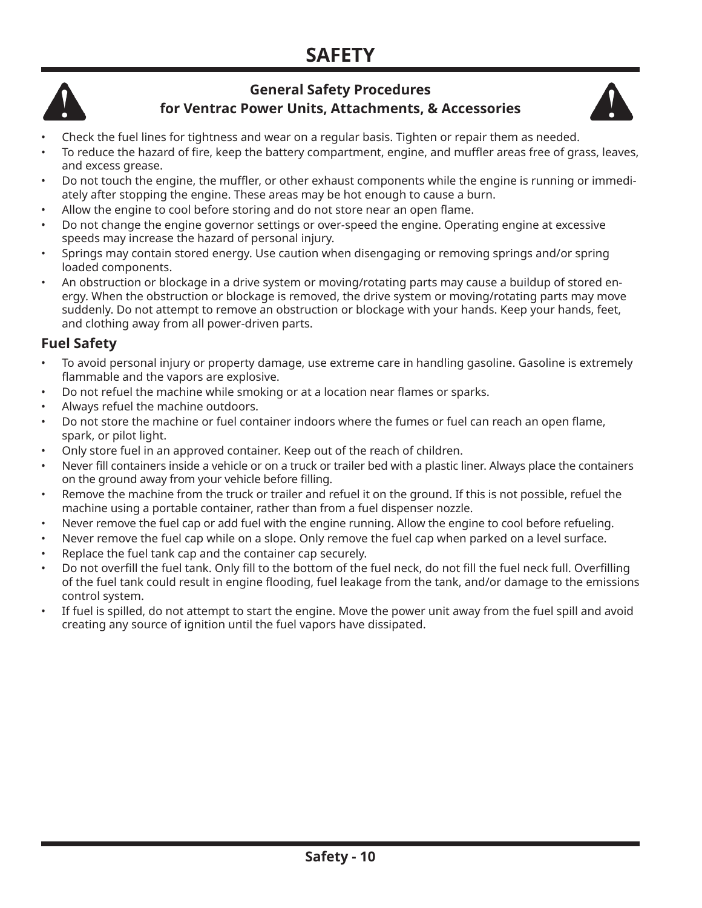# SAFETY

## General Safety Procedures for Ventrac Power Units, Attachments, & Accessories

- Check the fuel lines for tightness and wear on a regular basis. Tighten or repair them as needed.
- To reduce the hazard of fire, keep the battery compartment, engine, and muffler areas free of grass, leaves, and excess grease.
- Do not touch the engine, the muffler, or other exhaust components while the engine is running or immediately after stopping the engine. These areas may be hot enough to cause a burn.
- Allow the engine to cool before storing and do not store near an open flame.
- Do not change the engine governor settings or over-speed the engine. Operating engine at excessive speeds may increase the hazard of personal injury.
- Springs may contain stored energy. Use caution when disengaging or removing springs and/or spring loaded components.
- An obstruction or blockage in a drive system or moving/rotating parts may cause a buildup of stored energy. When the obstruction or blockage is removed, the drive system or moving/rotating parts may move suddenly. Do not attempt to remove an obstruction or blockage with your hands. Keep your hands, feet, and clothing away from all power-driven parts.

### Fuel Safety

- To avoid personal injury or property damage, use extreme care in handling gasoline. Gasoline is extremely flammable and the vapors are explosive.
- Do not refuel the machine while smoking or at a location near flames or sparks.
- Always refuel the machine outdoors.
- Do not store the machine or fuel container indoors where the fumes or fuel can reach an open flame, spark, or pilot light.
- Only store fuel in an approved container. Keep out of the reach of children.
- Never fill containers inside a vehicle or on a truck or trailer bed with a plastic liner. Always place the containers on the ground away from your vehicle before filling.
- Remove the machine from the truck or trailer and refuel it on the ground. If this is not possible, refuel the machine using a portable container, rather than from a fuel dispenser nozzle.
- Never remove the fuel cap or add fuel with the engine running. Allow the engine to cool before refueling.
- Never remove the fuel cap while on a slope. Only remove the fuel cap when parked on a level surface.
- Replace the fuel tank cap and the container cap securely.
- Do not overfill the fuel tank. Only fill to the bottom of the fuel neck, do not fill the fuel neck full. Overfilling of the fuel tank could result in engine flooding, fuel leakage from the tank, and/or damage to the emissions control system.
- If fuel is spilled, do not attempt to start the engine. Move the power unit away from the fuel spill and avoid creating any source of ignition until the fuel vapors have dissipated.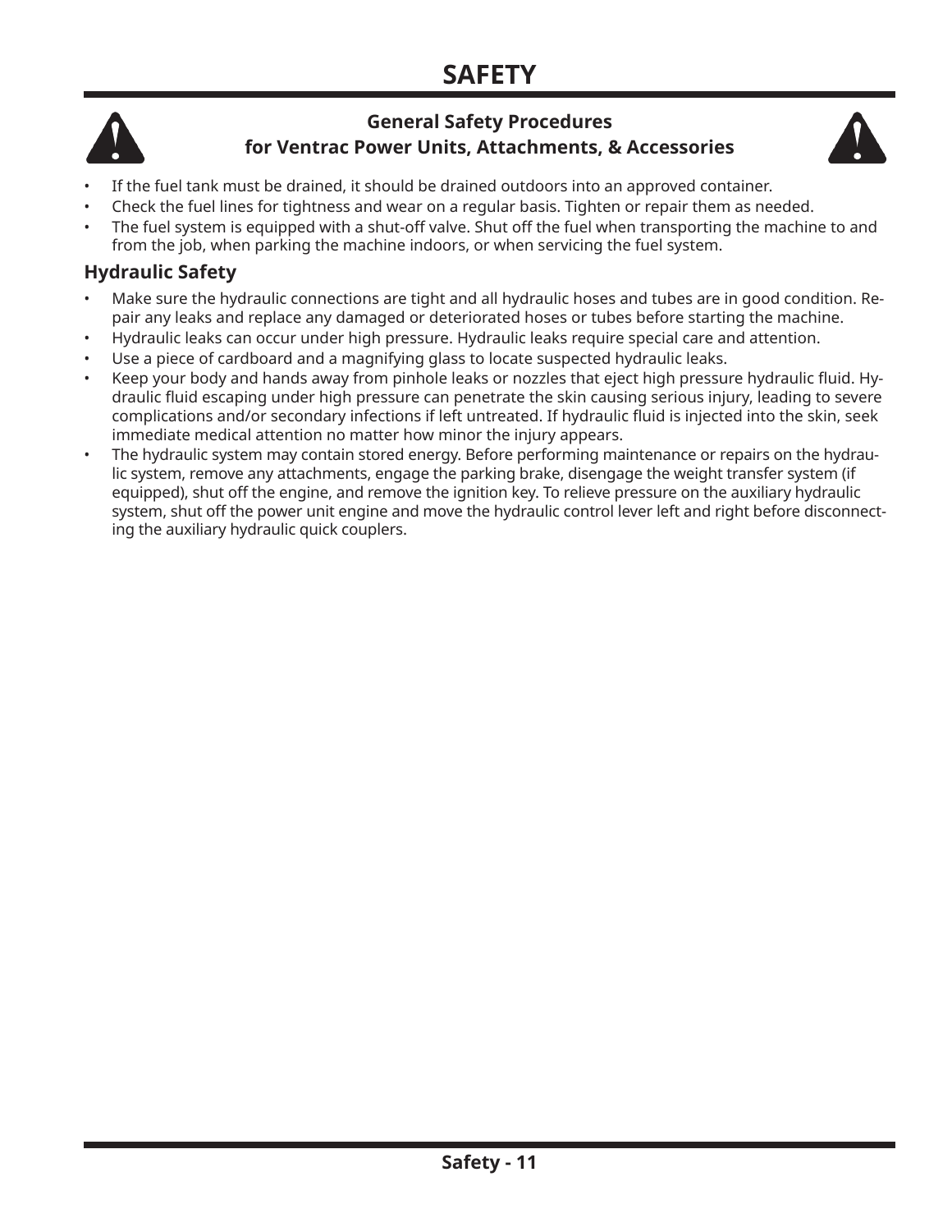# SAFETY

## General Safety Procedures for Ventrac Power Units, Attachments, & Accessories

- If the fuel tank must be drained, it should be drained outdoors into an approved container.
- Check the fuel lines for tightness and wear on a regular basis. Tighten or repair them as needed.
- The fuel system is equipped with a shut-off valve. Shut off the fuel when transporting the machine to and from the job, when parking the machine indoors, or when servicing the fuel system.

### Hydraulic Safety

- Make sure the hydraulic connections are tight and all hydraulic hoses and tubes are in good condition. Repair any leaks and replace any damaged or deteriorated hoses or tubes before starting the machine.
- Hydraulic leaks can occur under high pressure. Hydraulic leaks require special care and attention.
- Use a piece of cardboard and a magnifying glass to locate suspected hydraulic leaks.
- Keep your body and hands away from pinhole leaks or nozzles that eject high pressure hydraulic fluid. Hydraulic fluid escaping under high pressure can penetrate the skin causing serious injury, leading to severe complications and/or secondary infections if left untreated. If hydraulic fluid is injected into the skin, seek immediate medical attention no matter how minor the injury appears.
- The hydraulic system may contain stored energy. Before performing maintenance or repairs on the hydraulic system, remove any attachments, engage the parking brake, disengage the weight transfer system (if equipped), shut off the engine, and remove the ignition key. To relieve pressure on the auxiliary hydraulic system, shut off the power unit engine and move the hydraulic control lever left and right before disconnecting the auxiliary hydraulic quick couplers.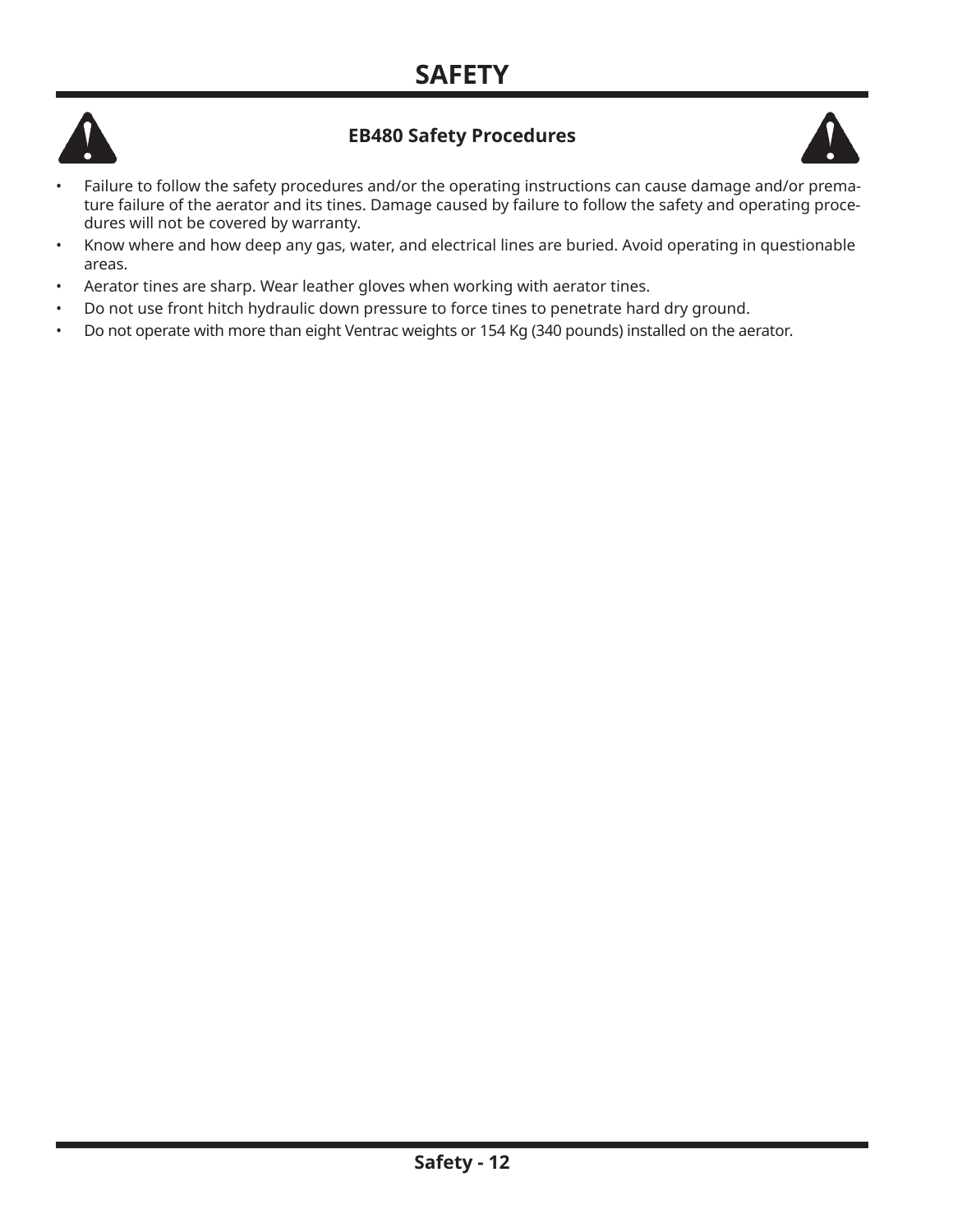# SAFETY

## EB480 Safety Procedures

- Failure to follow the safety procedures and/or the operating instructions can cause damage and/or premature failure of the aerator and its tines. Damage caused by failure to follow the safety and operating procedures will not be covered by warranty.
- Know where and how deep any gas, water, and electrical lines are buried. Avoid operating in questionable areas.
- Aerator tines are sharp. Wear leather gloves when working with aerator tines.
- Do not use front hitch hydraulic down pressure to force tines to penetrate hard dry ground.
- Do not operate with more than eight Ventrac weights or 154 Kg (340 pounds) installed on the aerator.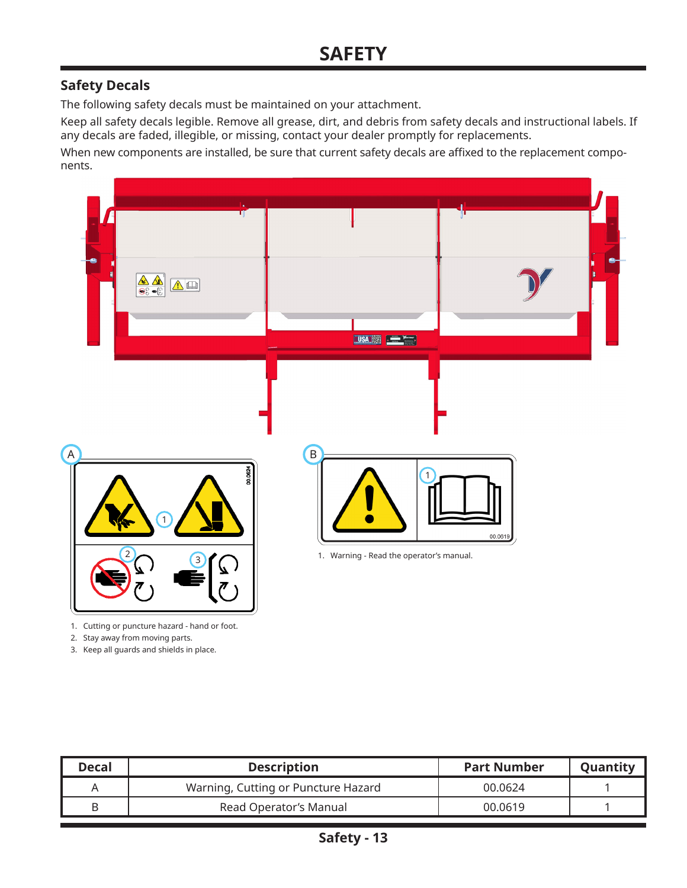# SAFETY

## Safety Decals

The following safety decals must be maintained on your attachment.

Keep all safety decals legible. Remove all grease, dirt, and debris from safety decals and instructional labels. If any decals are faded, illegible, or missing, contact your dealer promptly for replacements.

When new components are installed, be sure that current safety decals are affixed to the replacement components.

A

00.0624

1. Cutting or puncture hazard - hand or foot.
2. Stay away from moving parts.
3. Keep all guards and shields in place.

B

00.0619

1. Warning - Read the operator's manual.

| Decal | Description | Part Number | Quantity |
|---|---|---|---|
| A | Warning, Cutting or Puncture Hazard | 00.0624 | 1 |
| B | Read Operator's Manual | 00.0619 | 1 |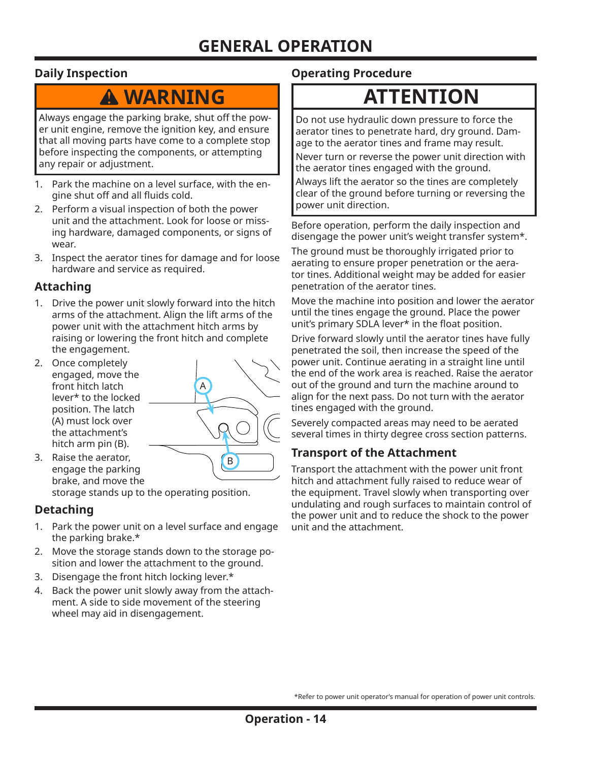# GENERAL OPERATION

## Daily Inspection

**⚠ WARNING**

Always engage the parking brake, shut off the power unit engine, remove the ignition key, and ensure that all moving parts have come to a complete stop before inspecting the components, or attempting any repair or adjustment.

1. Park the machine on a level surface, with the engine shut off and all fluids cold.
2. Perform a visual inspection of both the power unit and the attachment. Look for loose or missing hardware, damaged components, or signs of wear.
3. Inspect the aerator tines for damage and for loose hardware and service as required.

## Attaching

1. Drive the power unit slowly forward into the hitch arms of the attachment. Align the lift arms of the power unit with the attachment hitch arms by raising or lowering the front hitch and complete the engagement.
2. Once completely engaged, move the front hitch latch lever* to the locked position. The latch (A) must lock over the attachment's hitch arm pin (B).
3. Raise the aerator, engage the parking brake, and move the storage stands up to the operating position.

A

B

## Detaching

1. Park the power unit on a level surface and engage the parking brake.*
2. Move the storage stands down to the storage position and lower the attachment to the ground.
3. Disengage the front hitch locking lever.*
4. Back the power unit slowly away from the attachment. A side to side movement of the steering wheel may aid in disengagement.

## Operating Procedure

**ATTENTION**

Do not use hydraulic down pressure to force the aerator tines to penetrate hard, dry ground. Damage to the aerator tines and frame may result.

Never turn or reverse the power unit direction with the aerator tines engaged with the ground.

Always lift the aerator so the tines are completely clear of the ground before turning or reversing the power unit direction.

Before operation, perform the daily inspection and disengage the power unit's weight transfer system*.

The ground must be thoroughly irrigated prior to aerating to ensure proper penetration or the aerator tines. Additional weight may be added for easier penetration of the aerator tines.

Move the machine into position and lower the aerator until the tines engage the ground. Place the power unit's primary SDLA lever* in the float position.

Drive forward slowly until the aerator tines have fully penetrated the soil, then increase the speed of the power unit. Continue aerating in a straight line until the end of the work area is reached. Raise the aerator out of the ground and turn the machine around to align for the next pass. Do not turn with the aerator tines engaged with the ground.

Severely compacted areas may need to be aerated several times in thirty degree cross section patterns.

## Transport of the Attachment

Transport the attachment with the power unit front hitch and attachment fully raised to reduce wear of the equipment. Travel slowly when transporting over undulating and rough surfaces to maintain control of the power unit and to reduce the shock to the power unit and the attachment.

*Refer to power unit operator's manual for operation of power unit controls.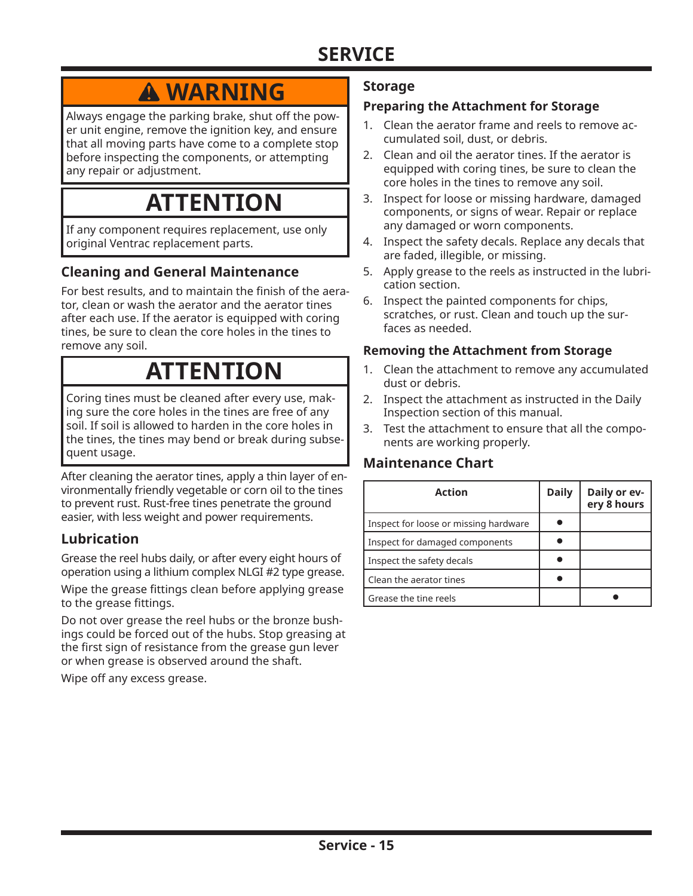# SERVICE

## ⚠ WARNING

Always engage the parking brake, shut off the power unit engine, remove the ignition key, and ensure that all moving parts have come to a complete stop before inspecting the components, or attempting any repair or adjustment.

## ATTENTION

If any component requires replacement, use only original Ventrac replacement parts.

### Cleaning and General Maintenance

For best results, and to maintain the finish of the aerator, clean or wash the aerator and the aerator tines after each use. If the aerator is equipped with coring tines, be sure to clean the core holes in the tines to remove any soil.

## ATTENTION

Coring tines must be cleaned after every use, making sure the core holes in the tines are free of any soil. If soil is allowed to harden in the core holes in the tines, the tines may bend or break during subsequent usage.

After cleaning the aerator tines, apply a thin layer of environmentally friendly vegetable or corn oil to the tines to prevent rust. Rust-free tines penetrate the ground easier, with less weight and power requirements.

### Lubrication

Grease the reel hubs daily, or after every eight hours of operation using a lithium complex NLGI #2 type grease.

Wipe the grease fittings clean before applying grease to the grease fittings.

Do not over grease the reel hubs or the bronze bushings could be forced out of the hubs. Stop greasing at the first sign of resistance from the grease gun lever or when grease is observed around the shaft.

Wipe off any excess grease.

### Storage

#### Preparing the Attachment for Storage

1. Clean the aerator frame and reels to remove accumulated soil, dust, or debris.
2. Clean and oil the aerator tines. If the aerator is equipped with coring tines, be sure to clean the core holes in the tines to remove any soil.
3. Inspect for loose or missing hardware, damaged components, or signs of wear. Repair or replace any damaged or worn components.
4. Inspect the safety decals. Replace any decals that are faded, illegible, or missing.
5. Apply grease to the reels as instructed in the lubrication section.
6. Inspect the painted components for chips, scratches, or rust. Clean and touch up the surfaces as needed.

#### Removing the Attachment from Storage

1. Clean the attachment to remove any accumulated dust or debris.
2. Inspect the attachment as instructed in the Daily Inspection section of this manual.
3. Test the attachment to ensure that all the components are working properly.

### Maintenance Chart

| Action | Daily | Daily or every 8 hours |
|---|---|---|
| Inspect for loose or missing hardware | ● | |
| Inspect for damaged components | ● | |
| Inspect the safety decals | ● | |
| Clean the aerator tines | ● | |
| Grease the tine reels | | ● |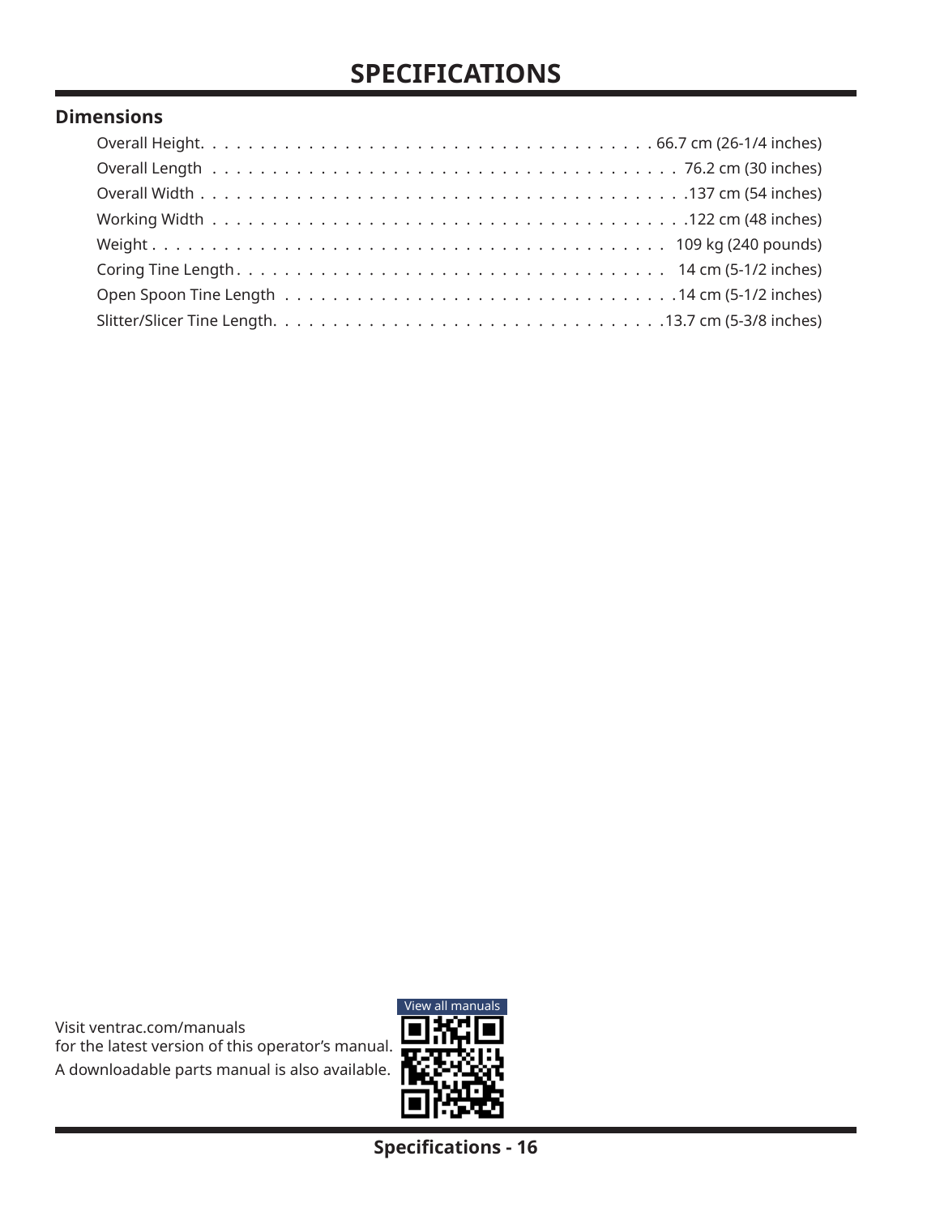# SPECIFICATIONS

## Dimensions

| | |
|---|---|
| Overall Height | 66.7 cm (26-1/4 inches) |
| Overall Length | 76.2 cm (30 inches) |
| Overall Width | 137 cm (54 inches) |
| Working Width | 122 cm (48 inches) |
| Weight | 109 kg (240 pounds) |
| Coring Tine Length | 14 cm (5-1/2 inches) |
| Open Spoon Tine Length | 14 cm (5-1/2 inches) |
| Slitter/Slicer Tine Length | 13.7 cm (5-3/8 inches) |

Visit ventrac.com/manuals
for the latest version of this operator's manual.
A downloadable parts manual is also available.

View all manuals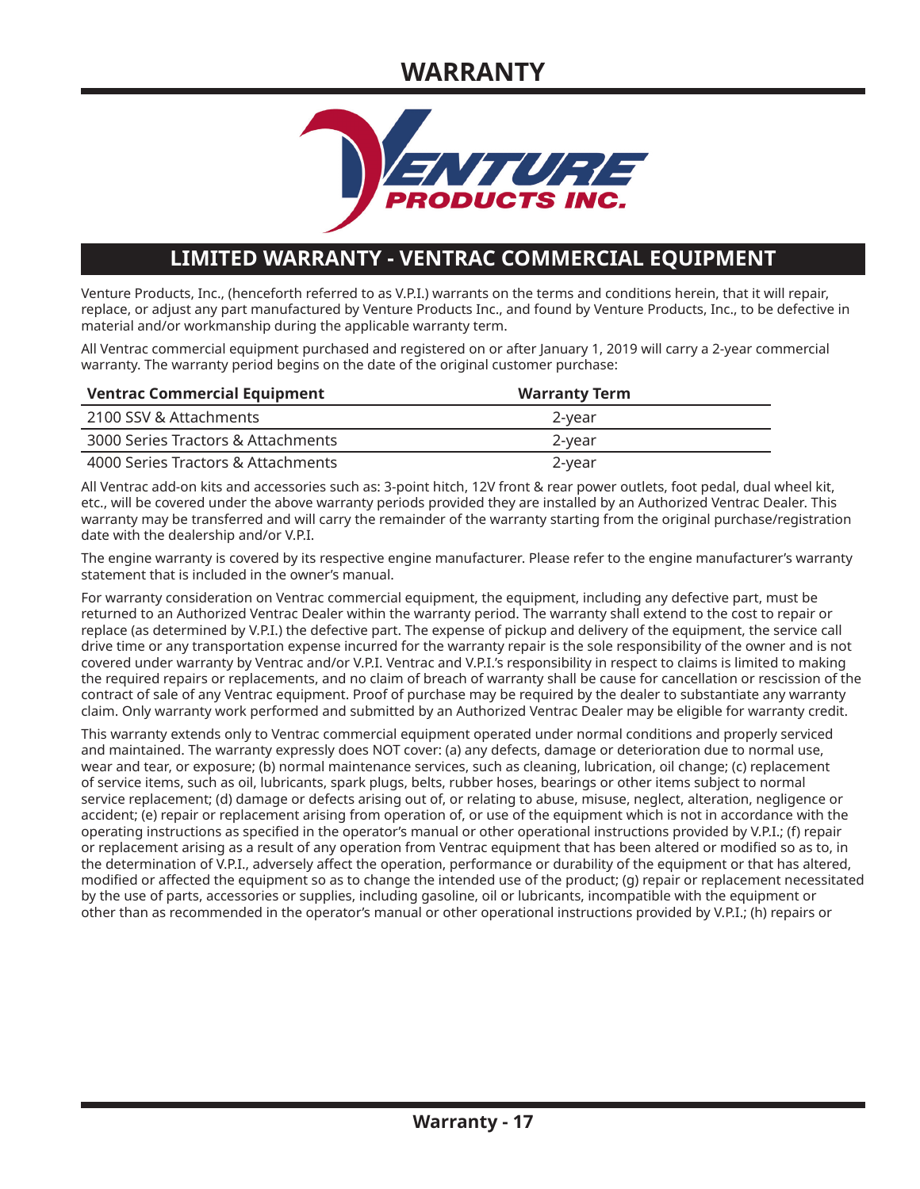# WARRANTY

## LIMITED WARRANTY - VENTRAC COMMERCIAL EQUIPMENT

Venture Products, Inc., (henceforth referred to as V.P.I.) warrants on the terms and conditions herein, that it will repair, replace, or adjust any part manufactured by Venture Products Inc., and found by Venture Products, Inc., to be defective in material and/or workmanship during the applicable warranty term.

All Ventrac commercial equipment purchased and registered on or after January 1, 2019 will carry a 2-year commercial warranty. The warranty period begins on the date of the original customer purchase:

| Ventrac Commercial Equipment | Warranty Term |
|---|---|
| 2100 SSV & Attachments | 2-year |
| 3000 Series Tractors & Attachments | 2-year |
| 4000 Series Tractors & Attachments | 2-year |

All Ventrac add-on kits and accessories such as: 3-point hitch, 12V front & rear power outlets, foot pedal, dual wheel kit, etc., will be covered under the above warranty periods provided they are installed by an Authorized Ventrac Dealer. This warranty may be transferred and will carry the remainder of the warranty starting from the original purchase/registration date with the dealership and/or V.P.I.

The engine warranty is covered by its respective engine manufacturer. Please refer to the engine manufacturer's warranty statement that is included in the owner's manual.

For warranty consideration on Ventrac commercial equipment, the equipment, including any defective part, must be returned to an Authorized Ventrac Dealer within the warranty period. The warranty shall extend to the cost to repair or replace (as determined by V.P.I.) the defective part. The expense of pickup and delivery of the equipment, the service call drive time or any transportation expense incurred for the warranty repair is the sole responsibility of the owner and is not covered under warranty by Ventrac and/or V.P.I. Ventrac and V.P.I.'s responsibility in respect to claims is limited to making the required repairs or replacements, and no claim of breach of warranty shall be cause for cancellation or rescission of the contract of sale of any Ventrac equipment. Proof of purchase may be required by the dealer to substantiate any warranty claim. Only warranty work performed and submitted by an Authorized Ventrac Dealer may be eligible for warranty credit.

This warranty extends only to Ventrac commercial equipment operated under normal conditions and properly serviced and maintained. The warranty expressly does NOT cover: (a) any defects, damage or deterioration due to normal use, wear and tear, or exposure; (b) normal maintenance services, such as cleaning, lubrication, oil change; (c) replacement of service items, such as oil, lubricants, spark plugs, belts, rubber hoses, bearings or other items subject to normal service replacement; (d) damage or defects arising out of, or relating to abuse, misuse, neglect, alteration, negligence or accident; (e) repair or replacement arising from operation of, or use of the equipment which is not in accordance with the operating instructions as specified in the operator's manual or other operational instructions provided by V.P.I.; (f) repair or replacement arising as a result of any operation from Ventrac equipment that has been altered or modified so as to, in the determination of V.P.I., adversely affect the operation, performance or durability of the equipment or that has altered, modified or affected the equipment so as to change the intended use of the product; (g) repair or replacement necessitated by the use of parts, accessories or supplies, including gasoline, oil or lubricants, incompatible with the equipment or other than as recommended in the operator's manual or other operational instructions provided by V.P.I.; (h) repairs or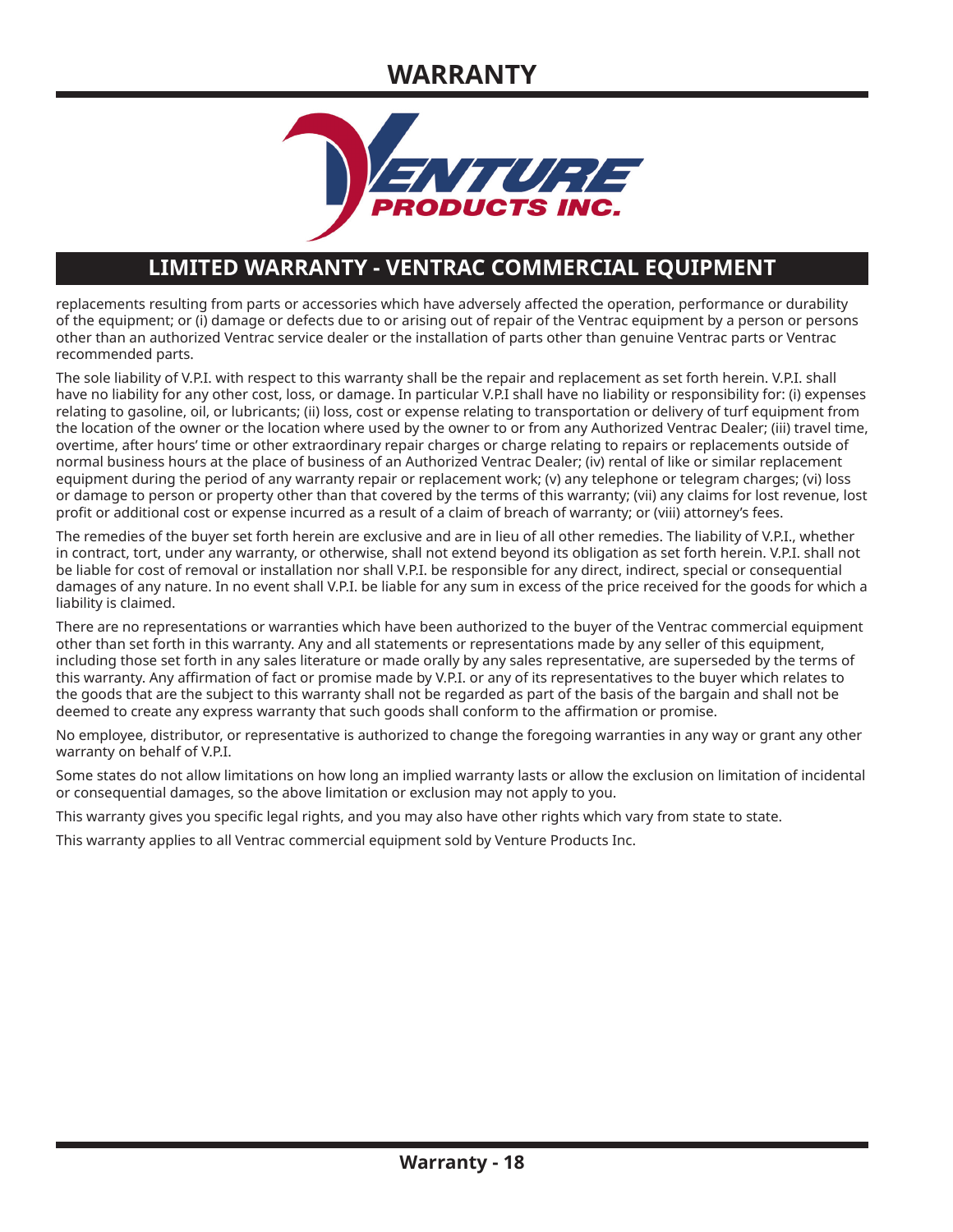# WARRANTY

## LIMITED WARRANTY - VENTRAC COMMERCIAL EQUIPMENT

replacements resulting from parts or accessories which have adversely affected the operation, performance or durability of the equipment; or (i) damage or defects due to or arising out of repair of the Ventrac equipment by a person or persons other than an authorized Ventrac service dealer or the installation of parts other than genuine Ventrac parts or Ventrac recommended parts.

The sole liability of V.P.I. with respect to this warranty shall be the repair and replacement as set forth herein. V.P.I. shall have no liability for any other cost, loss, or damage. In particular V.P.I shall have no liability or responsibility for: (i) expenses relating to gasoline, oil, or lubricants; (ii) loss, cost or expense relating to transportation or delivery of turf equipment from the location of the owner or the location where used by the owner to or from any Authorized Ventrac Dealer; (iii) travel time, overtime, after hours' time or other extraordinary repair charges or charge relating to repairs or replacements outside of normal business hours at the place of business of an Authorized Ventrac Dealer; (iv) rental of like or similar replacement equipment during the period of any warranty repair or replacement work; (v) any telephone or telegram charges; (vi) loss or damage to person or property other than that covered by the terms of this warranty; (vii) any claims for lost revenue, lost profit or additional cost or expense incurred as a result of a claim of breach of warranty; or (viii) attorney's fees.

The remedies of the buyer set forth herein are exclusive and are in lieu of all other remedies. The liability of V.P.I., whether in contract, tort, under any warranty, or otherwise, shall not extend beyond its obligation as set forth herein. V.P.I. shall not be liable for cost of removal or installation nor shall V.P.I. be responsible for any direct, indirect, special or consequential damages of any nature. In no event shall V.P.I. be liable for any sum in excess of the price received for the goods for which a liability is claimed.

There are no representations or warranties which have been authorized to the buyer of the Ventrac commercial equipment other than set forth in this warranty. Any and all statements or representations made by any seller of this equipment, including those set forth in any sales literature or made orally by any sales representative, are superseded by the terms of this warranty. Any affirmation of fact or promise made by V.P.I. or any of its representatives to the buyer which relates to the goods that are the subject to this warranty shall not be regarded as part of the basis of the bargain and shall not be deemed to create any express warranty that such goods shall conform to the affirmation or promise.

No employee, distributor, or representative is authorized to change the foregoing warranties in any way or grant any other warranty on behalf of V.P.I.

Some states do not allow limitations on how long an implied warranty lasts or allow the exclusion on limitation of incidental or consequential damages, so the above limitation or exclusion may not apply to you.

This warranty gives you specific legal rights, and you may also have other rights which vary from state to state.

This warranty applies to all Ventrac commercial equipment sold by Venture Products Inc.